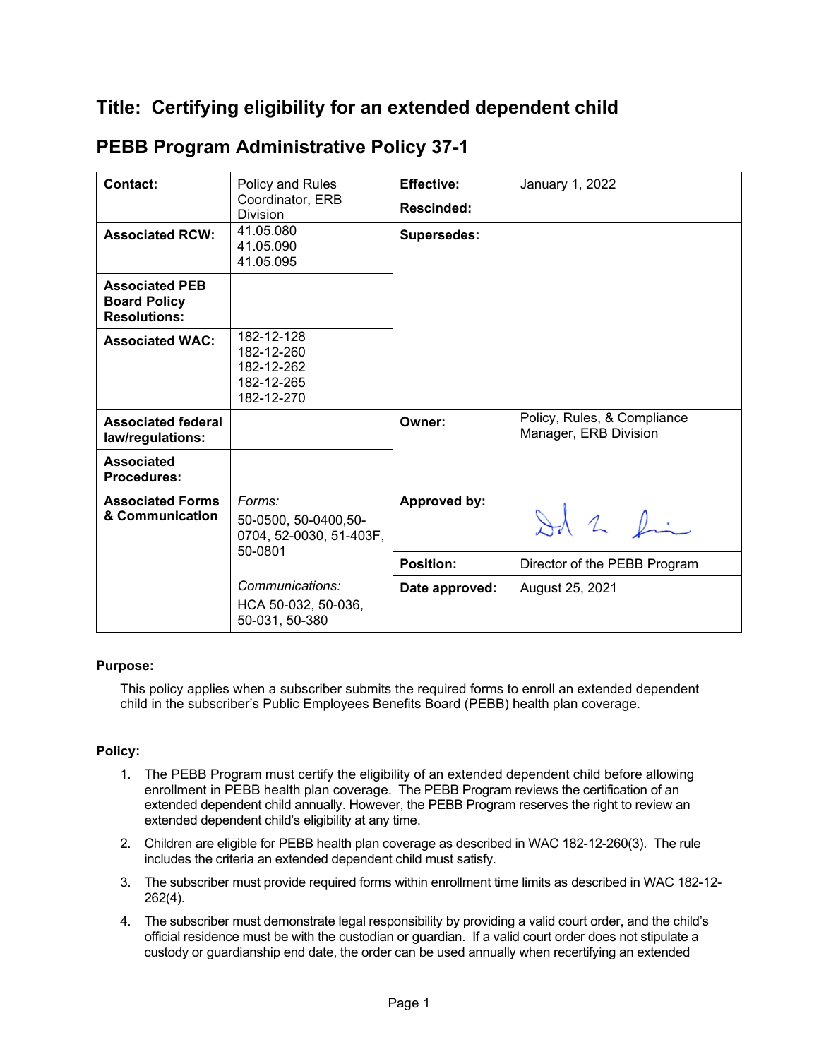# Title: Certifying eligibility for an extended dependent child

## PEBB Program Administrative Policy 37-1

| | | | |
|---|---|---|---|
| **Contact:** | Policy and Rules Coordinator, ERB Division | **Effective:** | January 1, 2022 |
| | | **Rescinded:** | |
| **Associated RCW:** | 41.05.080<br>41.05.090<br>41.05.095 | **Supersedes:** | |
| **Associated PEB Board Policy Resolutions:** | | | |
| **Associated WAC:** | 182-12-128<br>182-12-260<br>182-12-262<br>182-12-265<br>182-12-270 | | |
| **Associated federal law/regulations:** | | **Owner:** | Policy, Rules, & Compliance Manager, ERB Division |
| **Associated Procedures:** | | | |
| **Associated Forms & Communication** | *Forms:*<br>50-0500, 50-0400,50-0704, 52-0030, 51-403F, 50-0801 | **Approved by:** | [signature] |
| | | **Position:** | Director of the PEBB Program |
| | *Communications:*<br>HCA 50-032, 50-036, 50-031, 50-380 | **Date approved:** | August 25, 2021 |

**Purpose:**

This policy applies when a subscriber submits the required forms to enroll an extended dependent child in the subscriber's Public Employees Benefits Board (PEBB) health plan coverage.

**Policy:**

1. The PEBB Program must certify the eligibility of an extended dependent child before allowing enrollment in PEBB health plan coverage. The PEBB Program reviews the certification of an extended dependent child annually. However, the PEBB Program reserves the right to review an extended dependent child's eligibility at any time.
2. Children are eligible for PEBB health plan coverage as described in WAC 182-12-260(3). The rule includes the criteria an extended dependent child must satisfy.
3. The subscriber must provide required forms within enrollment time limits as described in WAC 182-12-262(4).
4. The subscriber must demonstrate legal responsibility by providing a valid court order, and the child's official residence must be with the custodian or guardian. If a valid court order does not stipulate a custody or guardianship end date, the order can be used annually when recertifying an extended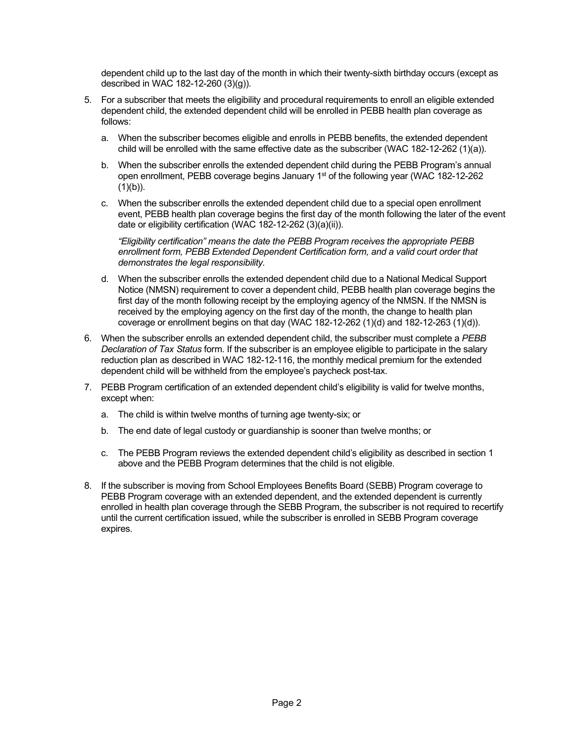dependent child up to the last day of the month in which their twenty-sixth birthday occurs (except as described in WAC 182-12-260 (3)(g)).

5. For a subscriber that meets the eligibility and procedural requirements to enroll an eligible extended dependent child, the extended dependent child will be enrolled in PEBB health plan coverage as follows:

   a. When the subscriber becomes eligible and enrolls in PEBB benefits, the extended dependent child will be enrolled with the same effective date as the subscriber (WAC 182-12-262 (1)(a)).

   b. When the subscriber enrolls the extended dependent child during the PEBB Program's annual open enrollment, PEBB coverage begins January 1st of the following year (WAC 182-12-262 (1)(b)).

   c. When the subscriber enrolls the extended dependent child due to a special open enrollment event, PEBB health plan coverage begins the first day of the month following the later of the event date or eligibility certification (WAC 182-12-262 (3)(a)(ii)).

      *"Eligibility certification" means the date the PEBB Program receives the appropriate PEBB enrollment form, PEBB Extended Dependent Certification form, and a valid court order that demonstrates the legal responsibility.*

   d. When the subscriber enrolls the extended dependent child due to a National Medical Support Notice (NMSN) requirement to cover a dependent child, PEBB health plan coverage begins the first day of the month following receipt by the employing agency of the NMSN. If the NMSN is received by the employing agency on the first day of the month, the change to health plan coverage or enrollment begins on that day (WAC 182-12-262 (1)(d) and 182-12-263 (1)(d)).

6. When the subscriber enrolls an extended dependent child, the subscriber must complete a *PEBB Declaration of Tax Status* form. If the subscriber is an employee eligible to participate in the salary reduction plan as described in WAC 182-12-116, the monthly medical premium for the extended dependent child will be withheld from the employee's paycheck post-tax.

7. PEBB Program certification of an extended dependent child's eligibility is valid for twelve months, except when:

   a. The child is within twelve months of turning age twenty-six; or

   b. The end date of legal custody or guardianship is sooner than twelve months; or

   c. The PEBB Program reviews the extended dependent child's eligibility as described in section 1 above and the PEBB Program determines that the child is not eligible.

8. If the subscriber is moving from School Employees Benefits Board (SEBB) Program coverage to PEBB Program coverage with an extended dependent, and the extended dependent is currently enrolled in health plan coverage through the SEBB Program, the subscriber is not required to recertify until the current certification issued, while the subscriber is enrolled in SEBB Program coverage expires.